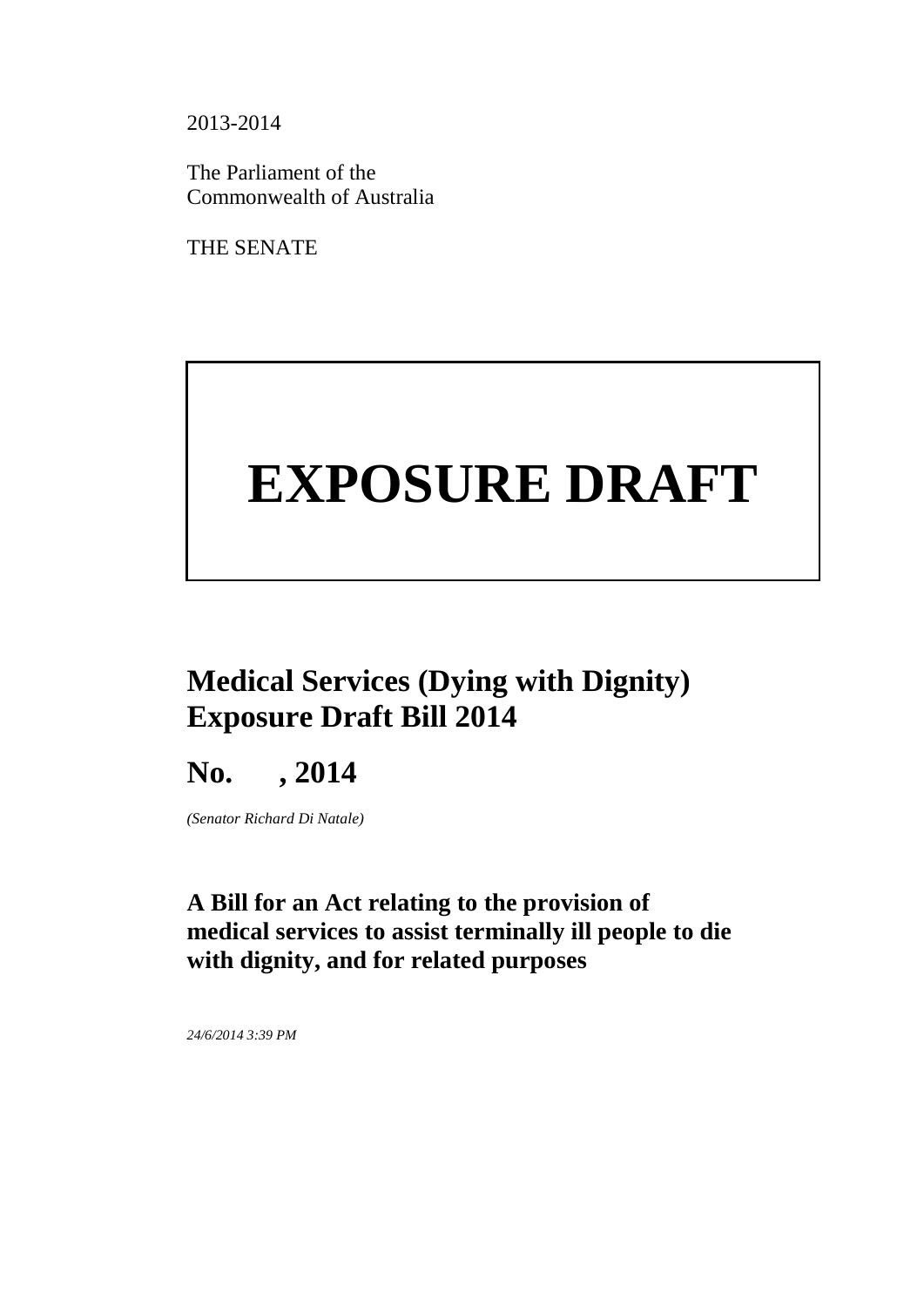2013-2014

The Parliament of the
Commonwealth of Australia

THE SENATE

# EXPOSURE DRAFT

## Medical Services (Dying with Dignity) Exposure Draft Bill 2014

## No.      , 2014

*(Senator Richard Di Natale)*

### A Bill for an Act relating to the provision of medical services to assist terminally ill people to die with dignity, and for related purposes

*24/6/2014 3:39 PM*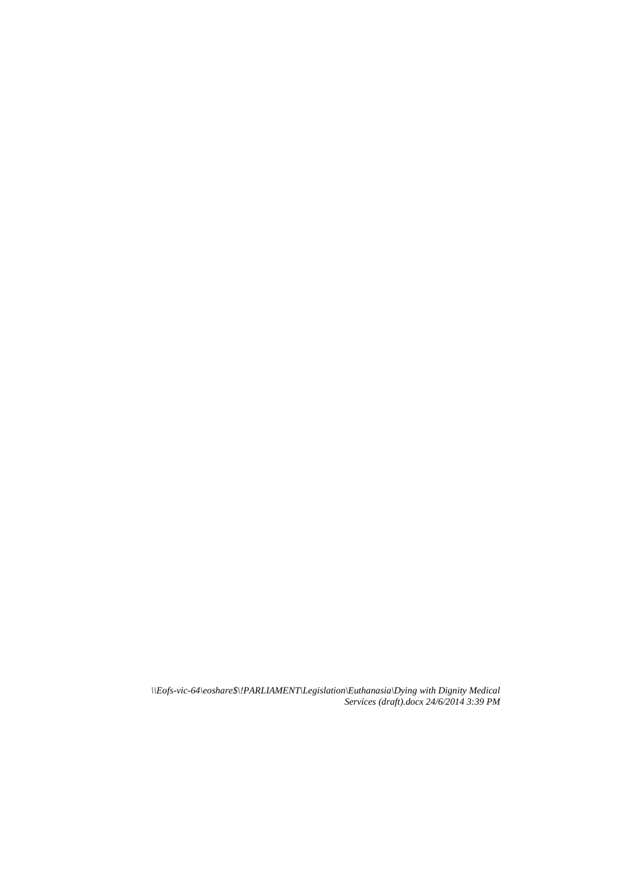*\\Eofs-vic-64\eoshare$\!PARLIAMENT\Legislation\Euthanasia\Dying with Dignity Medical Services (draft).docx 24/6/2014 3:39 PM*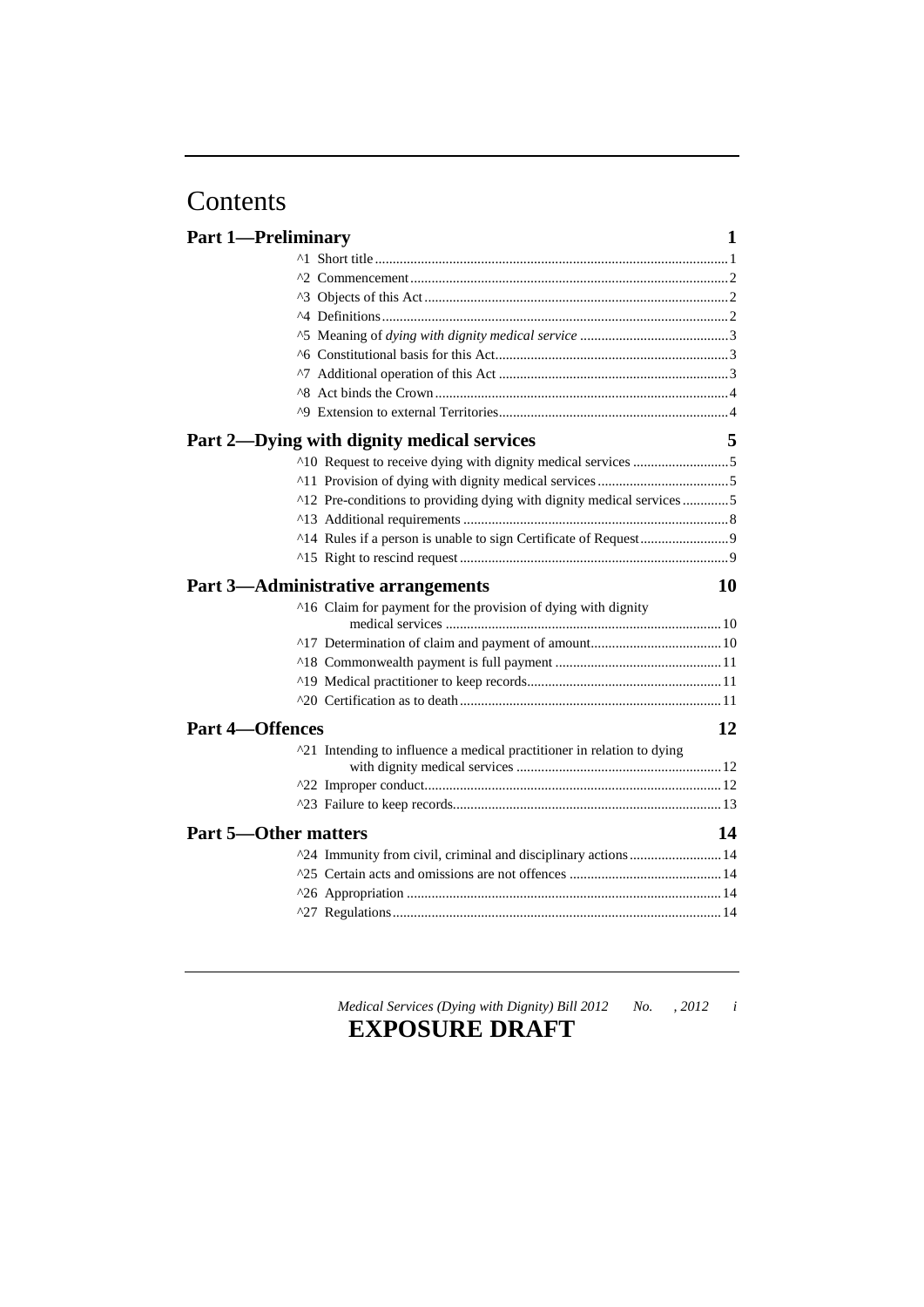# Contents

**Part 1—Preliminary** 1

^1 Short title 1
^2 Commencement 2
^3 Objects of this Act 2
^4 Definitions 2
^5 Meaning of *dying with dignity medical service* 3
^6 Constitutional basis for this Act 3
^7 Additional operation of this Act 3
^8 Act binds the Crown 4
^9 Extension to external Territories 4

**Part 2—Dying with dignity medical services** 5

^10 Request to receive dying with dignity medical services 5
^11 Provision of dying with dignity medical services 5
^12 Pre-conditions to providing dying with dignity medical services 5
^13 Additional requirements 8
^14 Rules if a person is unable to sign Certificate of Request 9
^15 Right to rescind request 9

**Part 3—Administrative arrangements** 10

^16 Claim for payment for the provision of dying with dignity medical services 10
^17 Determination of claim and payment of amount 10
^18 Commonwealth payment is full payment 11
^19 Medical practitioner to keep records 11
^20 Certification as to death 11

**Part 4—Offences** 12

^21 Intending to influence a medical practitioner in relation to dying with dignity medical services 12
^22 Improper conduct 12
^23 Failure to keep records 13

**Part 5—Other matters** 14

^24 Immunity from civil, criminal and disciplinary actions 14
^25 Certain acts and omissions are not offences 14
^26 Appropriation 14
^27 Regulations 14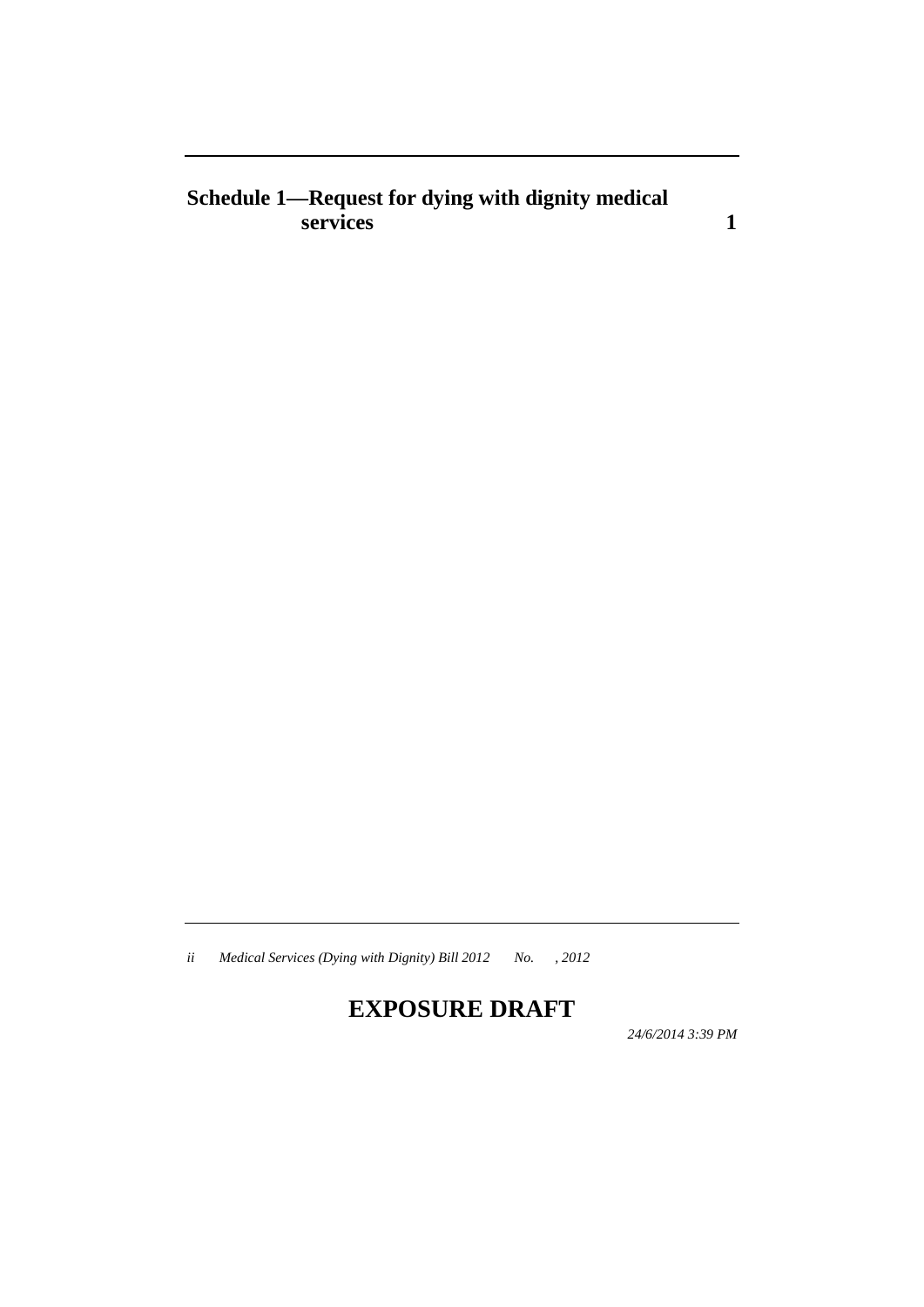Schedule 1—Request for dying with dignity medical services 1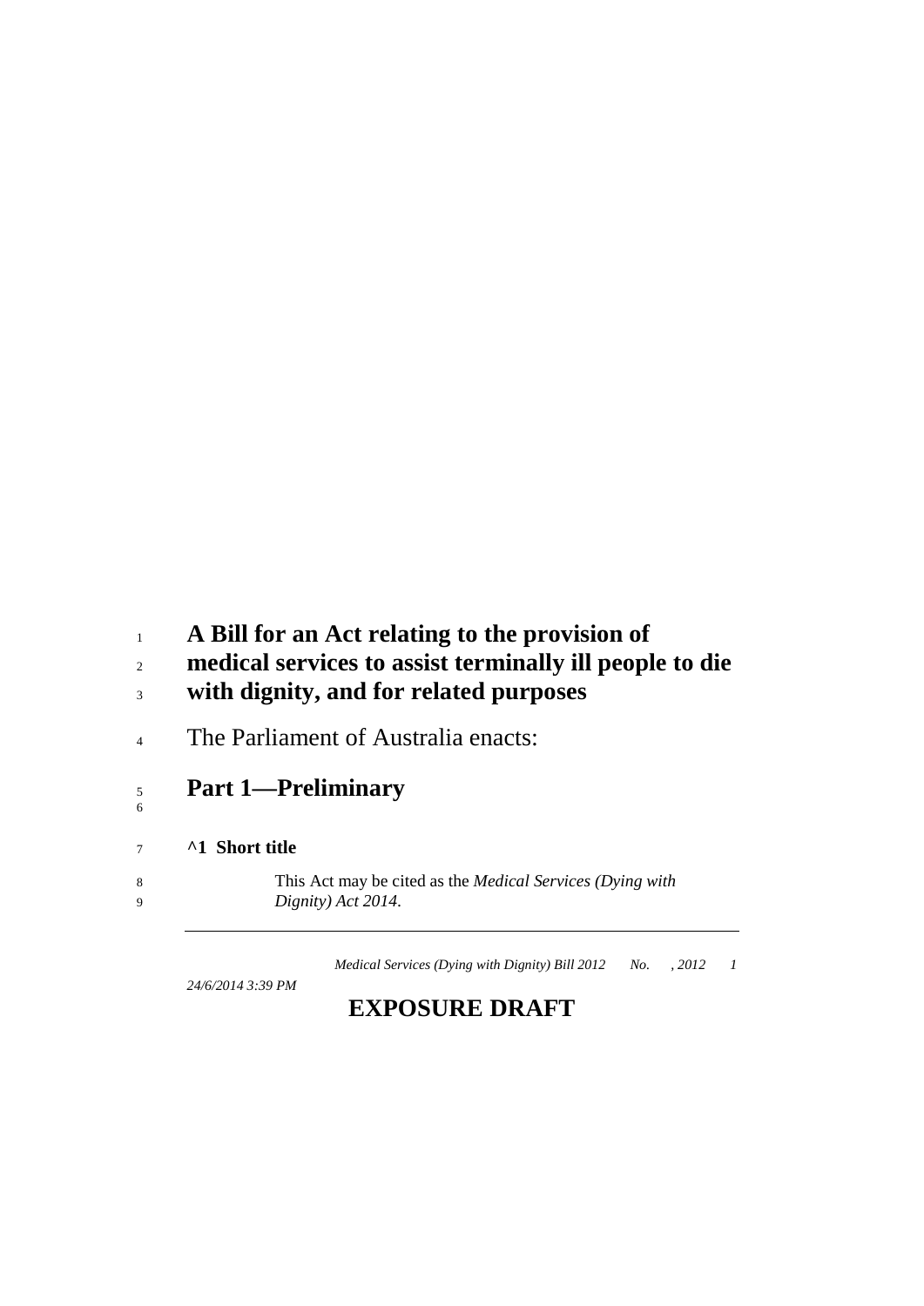# A Bill for an Act relating to the provision of medical services to assist terminally ill people to die with dignity, and for related purposes

The Parliament of Australia enacts:

## Part 1—Preliminary

### ^1 Short title

This Act may be cited as the *Medical Services (Dying with Dignity) Act 2014*.

24/6/2014 3:39 PM

**EXPOSURE DRAFT**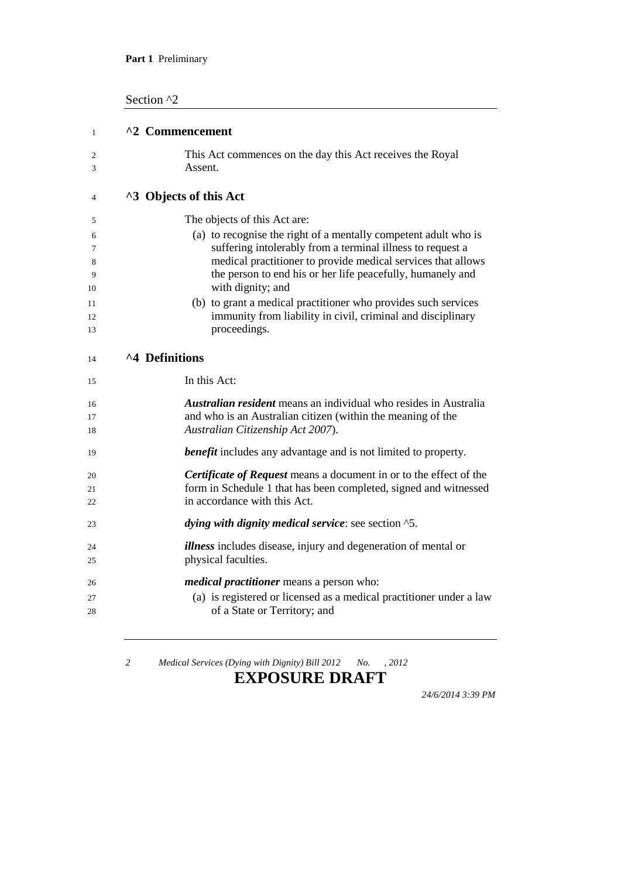## ^2 Commencement

This Act commences on the day this Act receives the Royal Assent.

## ^3 Objects of this Act

The objects of this Act are:

(a) to recognise the right of a mentally competent adult who is suffering intolerably from a terminal illness to request a medical practitioner to provide medical services that allows the person to end his or her life peacefully, humanely and with dignity; and

(b) to grant a medical practitioner who provides such services immunity from liability in civil, criminal and disciplinary proceedings.

## ^4 Definitions

In this Act:

***Australian resident*** means an individual who resides in Australia and who is an Australian citizen (within the meaning of the *Australian Citizenship Act 2007*).

***benefit*** includes any advantage and is not limited to property.

***Certificate of Request*** means a document in or to the effect of the form in Schedule 1 that has been completed, signed and witnessed in accordance with this Act.

***dying with dignity medical service***: see section ^5.

***illness*** includes disease, injury and degeneration of mental or physical faculties.

***medical practitioner*** means a person who:

(a) is registered or licensed as a medical practitioner under a law of a State or Territory; and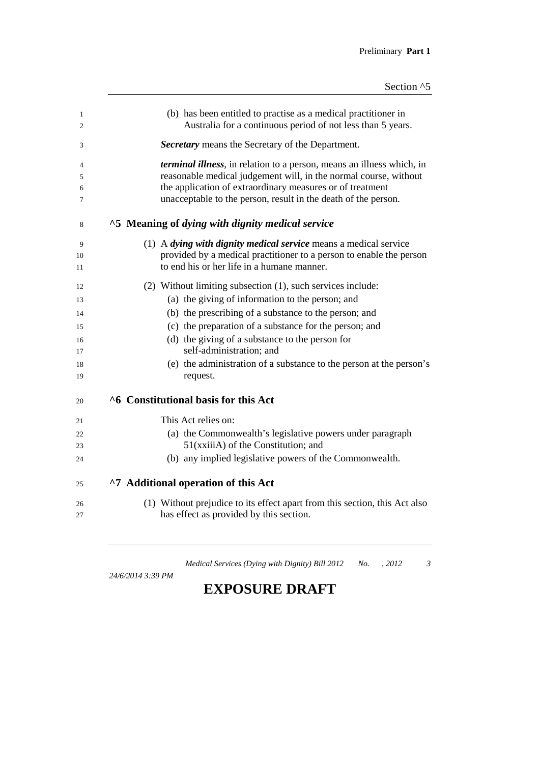(b) has been entitled to practise as a medical practitioner in Australia for a continuous period of not less than 5 years.

***Secretary*** means the Secretary of the Department.

***terminal illness***, in relation to a person, means an illness which, in reasonable medical judgement will, in the normal course, without the application of extraordinary measures or of treatment unacceptable to the person, result in the death of the person.

## ^5 Meaning of *dying with dignity medical service*

(1) A ***dying with dignity medical service*** means a medical service provided by a medical practitioner to a person to enable the person to end his or her life in a humane manner.

(2) Without limiting subsection (1), such services include:

- (a) the giving of information to the person; and
- (b) the prescribing of a substance to the person; and
- (c) the preparation of a substance for the person; and
- (d) the giving of a substance to the person for self-administration; and
- (e) the administration of a substance to the person at the person's request.

## ^6 Constitutional basis for this Act

This Act relies on:

- (a) the Commonwealth's legislative powers under paragraph 51(xxiiiA) of the Constitution; and
- (b) any implied legislative powers of the Commonwealth.

## ^7 Additional operation of this Act

(1) Without prejudice to its effect apart from this section, this Act also has effect as provided by this section.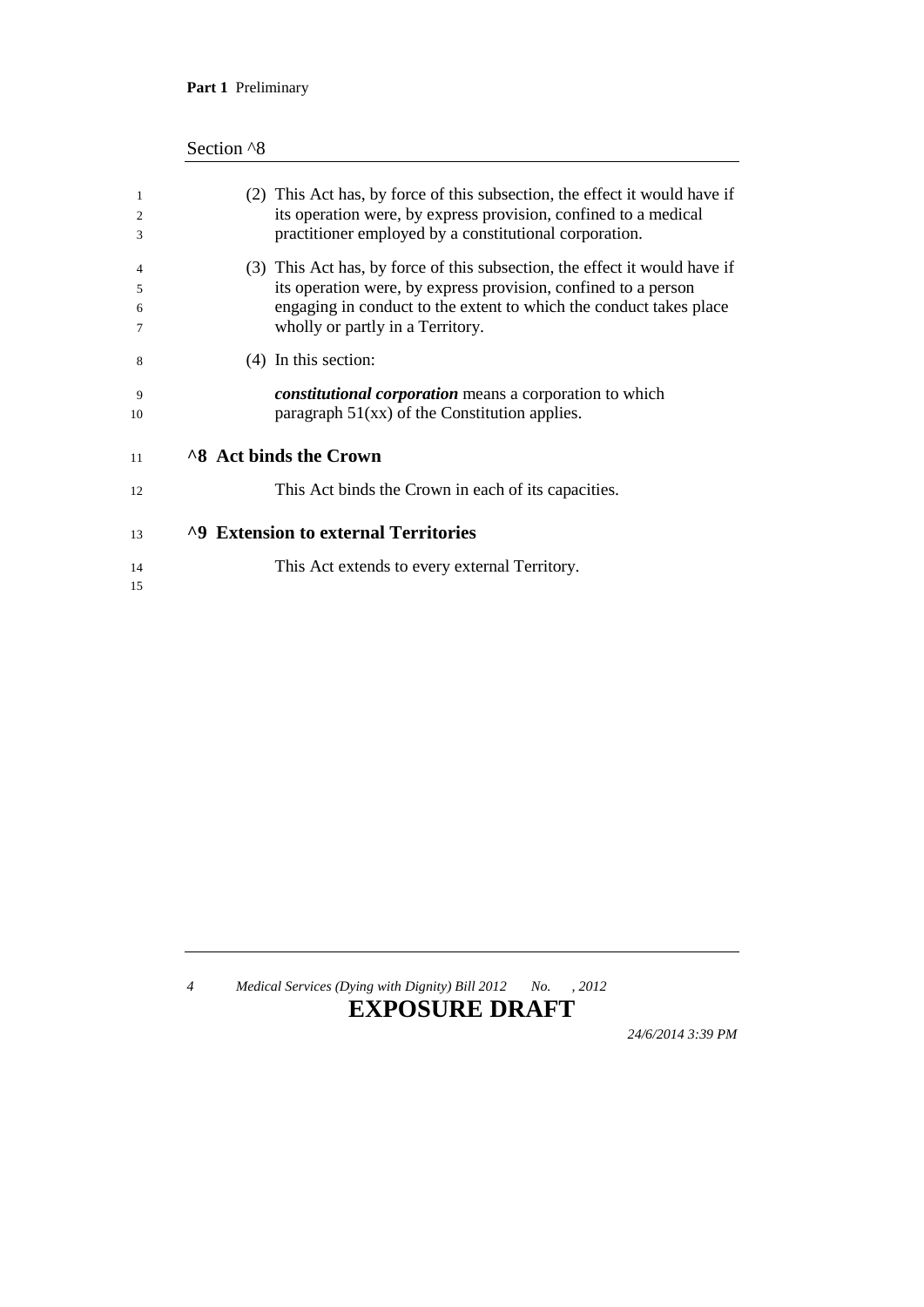(2) This Act has, by force of this subsection, the effect it would have if its operation were, by express provision, confined to a medical practitioner employed by a constitutional corporation.

(3) This Act has, by force of this subsection, the effect it would have if its operation were, by express provision, confined to a person engaging in conduct to the extent to which the conduct takes place wholly or partly in a Territory.

(4) In this section:

***constitutional corporation*** means a corporation to which paragraph 51(xx) of the Constitution applies.

## ^8 Act binds the Crown

This Act binds the Crown in each of its capacities.

## ^9 Extension to external Territories

This Act extends to every external Territory.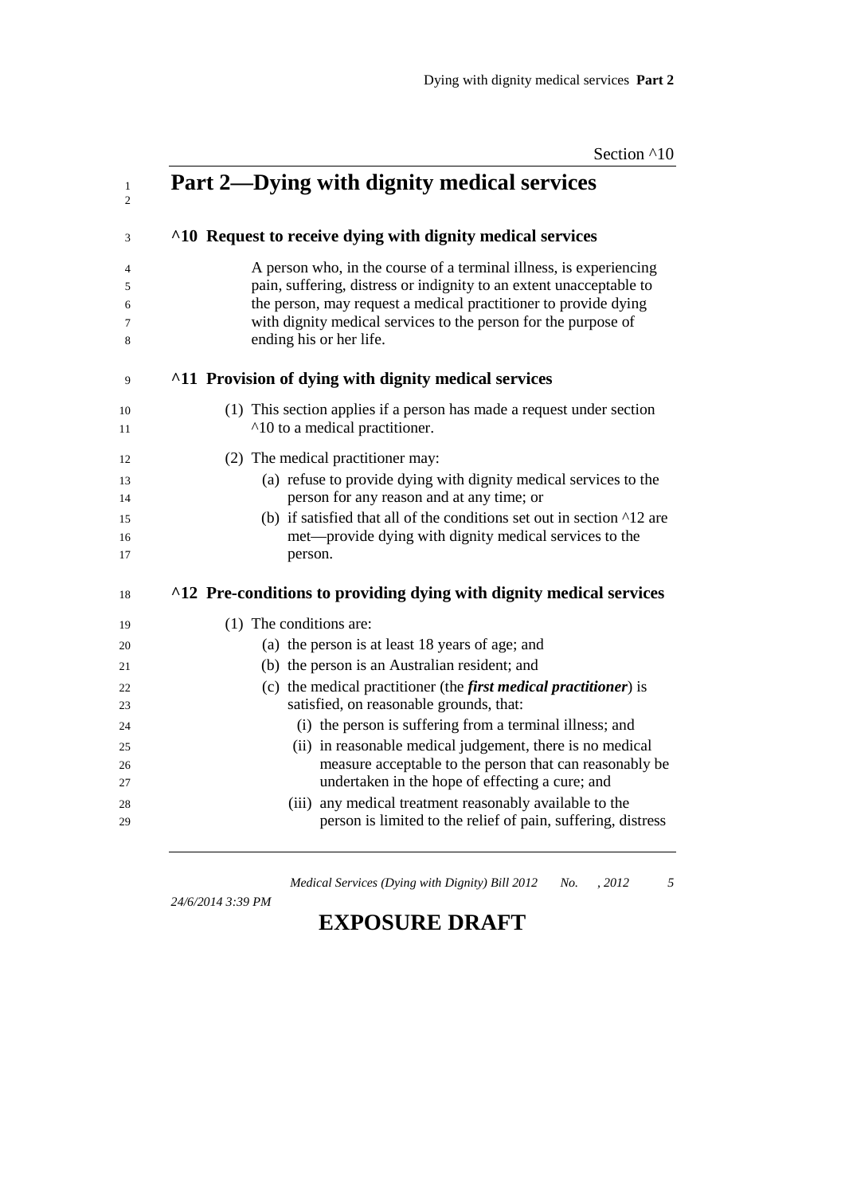# Part 2—Dying with dignity medical services

## ^10 Request to receive dying with dignity medical services

A person who, in the course of a terminal illness, is experiencing pain, suffering, distress or indignity to an extent unacceptable to the person, may request a medical practitioner to provide dying with dignity medical services to the person for the purpose of ending his or her life.

## ^11 Provision of dying with dignity medical services

(1) This section applies if a person has made a request under section ^10 to a medical practitioner.

(2) The medical practitioner may:

(a) refuse to provide dying with dignity medical services to the person for any reason and at any time; or

(b) if satisfied that all of the conditions set out in section ^12 are met—provide dying with dignity medical services to the person.

## ^12 Pre-conditions to providing dying with dignity medical services

(1) The conditions are:

(a) the person is at least 18 years of age; and

(b) the person is an Australian resident; and

(c) the medical practitioner (the ***first medical practitioner***) is satisfied, on reasonable grounds, that:

(i) the person is suffering from a terminal illness; and

(ii) in reasonable medical judgement, there is no medical measure acceptable to the person that can reasonably be undertaken in the hope of effecting a cure; and

(iii) any medical treatment reasonably available to the person is limited to the relief of pain, suffering, distress

24/6/2014 3:39 PM

**EXPOSURE DRAFT**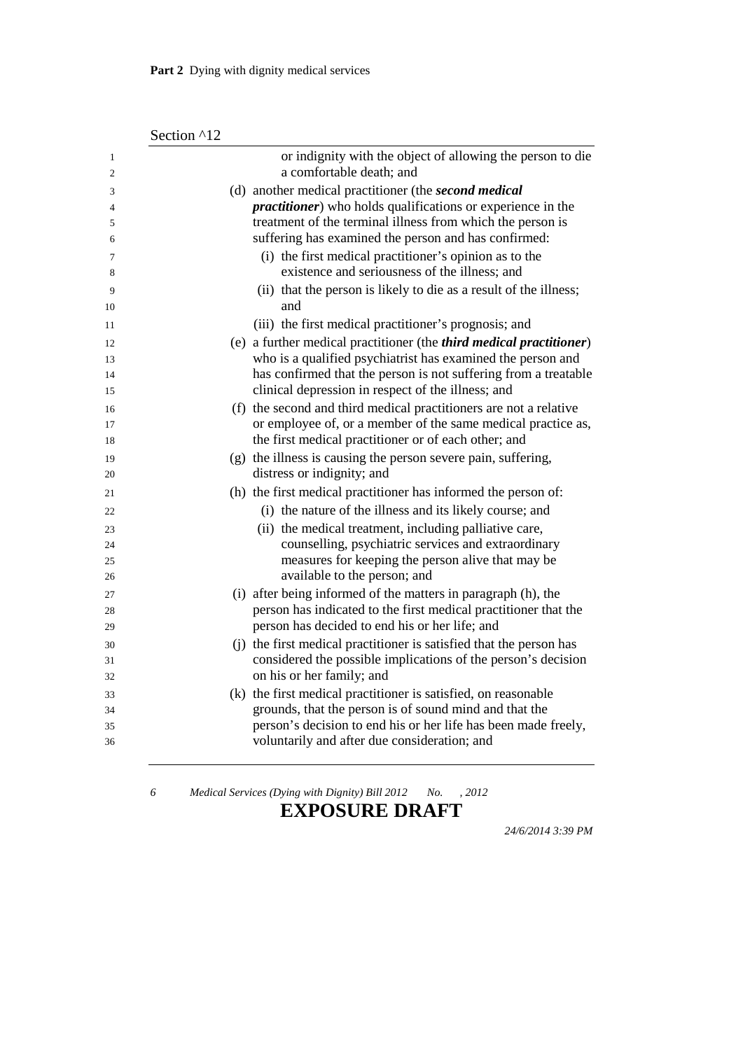or indignity with the object of allowing the person to die a comfortable death; and

(d) another medical practitioner (the ***second medical practitioner***) who holds qualifications or experience in the treatment of the terminal illness from which the person is suffering has examined the person and has confirmed:

  (i) the first medical practitioner's opinion as to the existence and seriousness of the illness; and

  (ii) that the person is likely to die as a result of the illness; and

  (iii) the first medical practitioner's prognosis; and

(e) a further medical practitioner (the ***third medical practitioner***) who is a qualified psychiatrist has examined the person and has confirmed that the person is not suffering from a treatable clinical depression in respect of the illness; and

(f) the second and third medical practitioners are not a relative or employee of, or a member of the same medical practice as, the first medical practitioner or of each other; and

(g) the illness is causing the person severe pain, suffering, distress or indignity; and

(h) the first medical practitioner has informed the person of:

  (i) the nature of the illness and its likely course; and

  (ii) the medical treatment, including palliative care, counselling, psychiatric services and extraordinary measures for keeping the person alive that may be available to the person; and

(i) after being informed of the matters in paragraph (h), the person has indicated to the first medical practitioner that the person has decided to end his or her life; and

(j) the first medical practitioner is satisfied that the person has considered the possible implications of the person's decision on his or her family; and

(k) the first medical practitioner is satisfied, on reasonable grounds, that the person is of sound mind and that the person's decision to end his or her life has been made freely, voluntarily and after due consideration; and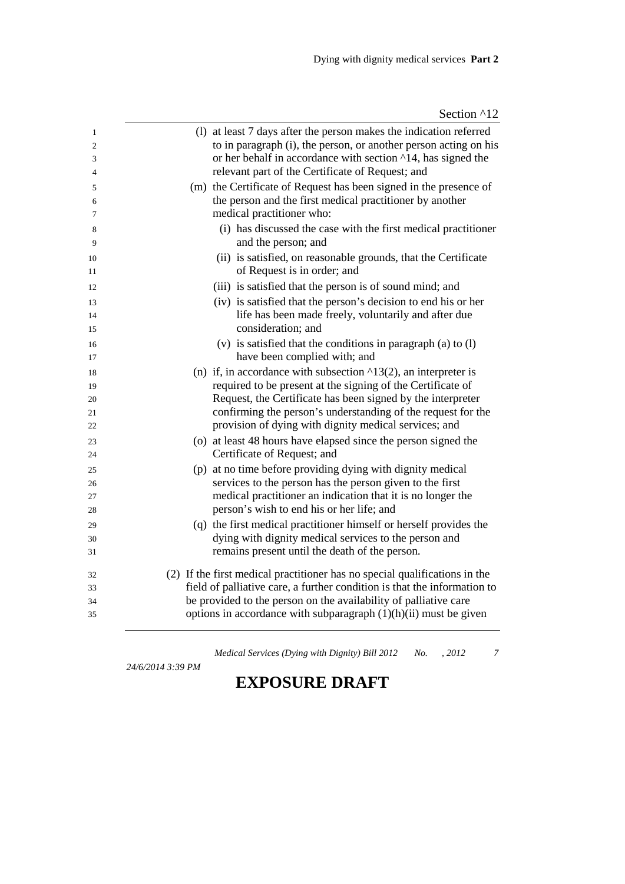(l) at least 7 days after the person makes the indication referred to in paragraph (i), the person, or another person acting on his or her behalf in accordance with section ^14, has signed the relevant part of the Certificate of Request; and

(m) the Certificate of Request has been signed in the presence of the person and the first medical practitioner by another medical practitioner who:

   (i) has discussed the case with the first medical practitioner and the person; and

   (ii) is satisfied, on reasonable grounds, that the Certificate of Request is in order; and

   (iii) is satisfied that the person is of sound mind; and

   (iv) is satisfied that the person's decision to end his or her life has been made freely, voluntarily and after due consideration; and

   (v) is satisfied that the conditions in paragraph (a) to (l) have been complied with; and

(n) if, in accordance with subsection ^13(2), an interpreter is required to be present at the signing of the Certificate of Request, the Certificate has been signed by the interpreter confirming the person's understanding of the request for the provision of dying with dignity medical services; and

(o) at least 48 hours have elapsed since the person signed the Certificate of Request; and

(p) at no time before providing dying with dignity medical services to the person has the person given to the first medical practitioner an indication that it is no longer the person's wish to end his or her life; and

(q) the first medical practitioner himself or herself provides the dying with dignity medical services to the person and remains present until the death of the person.

(2) If the first medical practitioner has no special qualifications in the field of palliative care, a further condition is that the information to be provided to the person on the availability of palliative care options in accordance with subparagraph (1)(h)(ii) must be given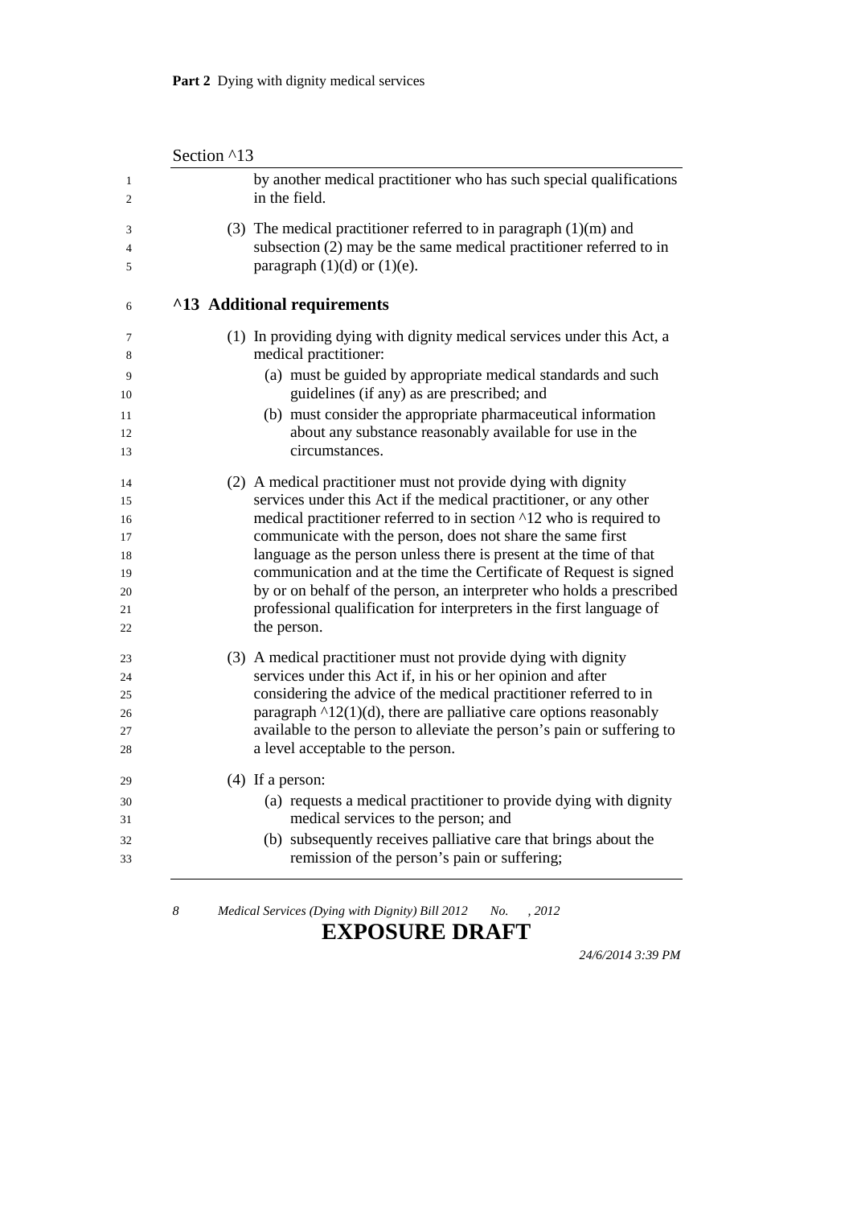by another medical practitioner who has such special qualifications in the field.

(3) The medical practitioner referred to in paragraph (1)(m) and subsection (2) may be the same medical practitioner referred to in paragraph (1)(d) or (1)(e).

## ^13 Additional requirements

(1) In providing dying with dignity medical services under this Act, a medical practitioner:

(a) must be guided by appropriate medical standards and such guidelines (if any) as are prescribed; and

(b) must consider the appropriate pharmaceutical information about any substance reasonably available for use in the circumstances.

(2) A medical practitioner must not provide dying with dignity services under this Act if the medical practitioner, or any other medical practitioner referred to in section ^12 who is required to communicate with the person, does not share the same first language as the person unless there is present at the time of that communication and at the time the Certificate of Request is signed by or on behalf of the person, an interpreter who holds a prescribed professional qualification for interpreters in the first language of the person.

(3) A medical practitioner must not provide dying with dignity services under this Act if, in his or her opinion and after considering the advice of the medical practitioner referred to in paragraph ^12(1)(d), there are palliative care options reasonably available to the person to alleviate the person's pain or suffering to a level acceptable to the person.

(4) If a person:

(a) requests a medical practitioner to provide dying with dignity medical services to the person; and

(b) subsequently receives palliative care that brings about the remission of the person's pain or suffering;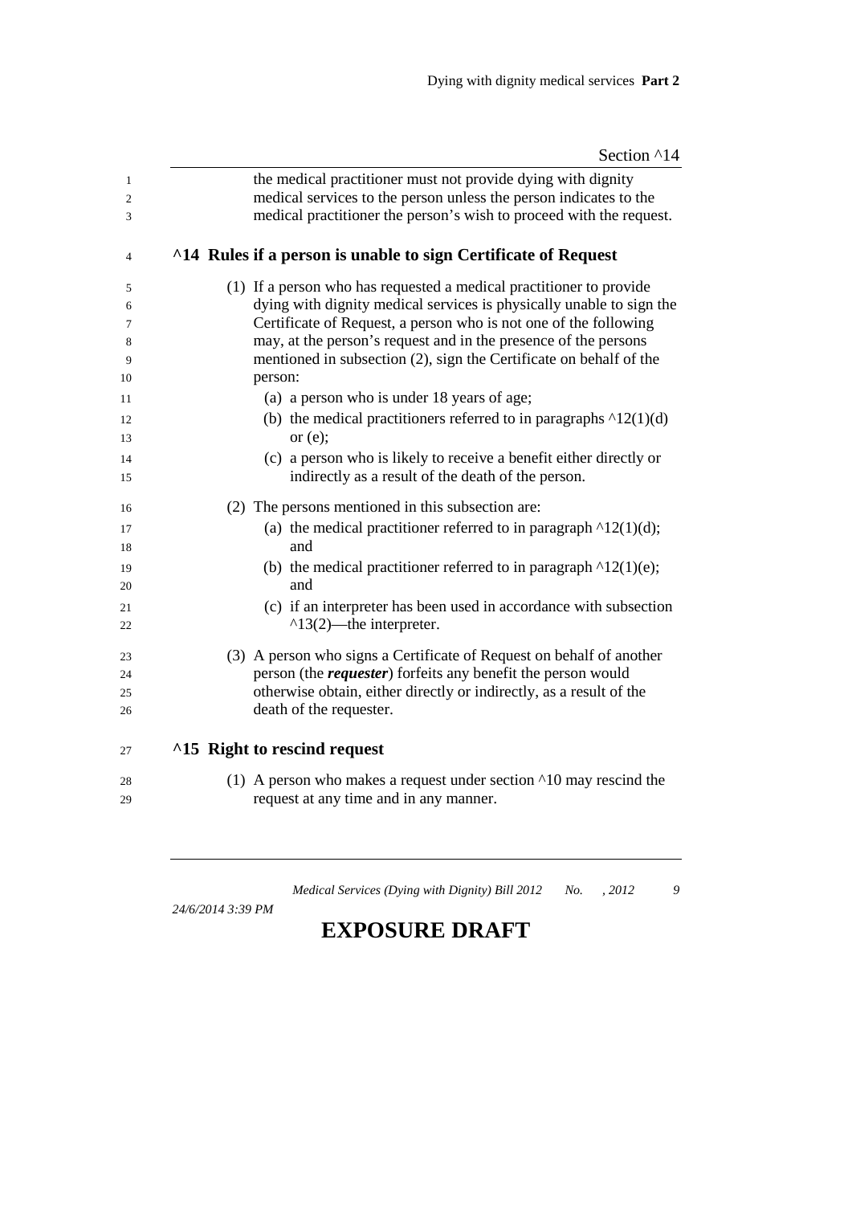the medical practitioner must not provide dying with dignity medical services to the person unless the person indicates to the medical practitioner the person's wish to proceed with the request.

### ^14 Rules if a person is unable to sign Certificate of Request

(1) If a person who has requested a medical practitioner to provide dying with dignity medical services is physically unable to sign the Certificate of Request, a person who is not one of the following may, at the person's request and in the presence of the persons mentioned in subsection (2), sign the Certificate on behalf of the person:

  (a) a person who is under 18 years of age;

  (b) the medical practitioners referred to in paragraphs ^12(1)(d) or (e);

  (c) a person who is likely to receive a benefit either directly or indirectly as a result of the death of the person.

(2) The persons mentioned in this subsection are:

  (a) the medical practitioner referred to in paragraph ^12(1)(d); and

  (b) the medical practitioner referred to in paragraph ^12(1)(e); and

  (c) if an interpreter has been used in accordance with subsection ^13(2)—the interpreter.

(3) A person who signs a Certificate of Request on behalf of another person (the ***requester***) forfeits any benefit the person would otherwise obtain, either directly or indirectly, as a result of the death of the requester.

### ^15 Right to rescind request

(1) A person who makes a request under section ^10 may rescind the request at any time and in any manner.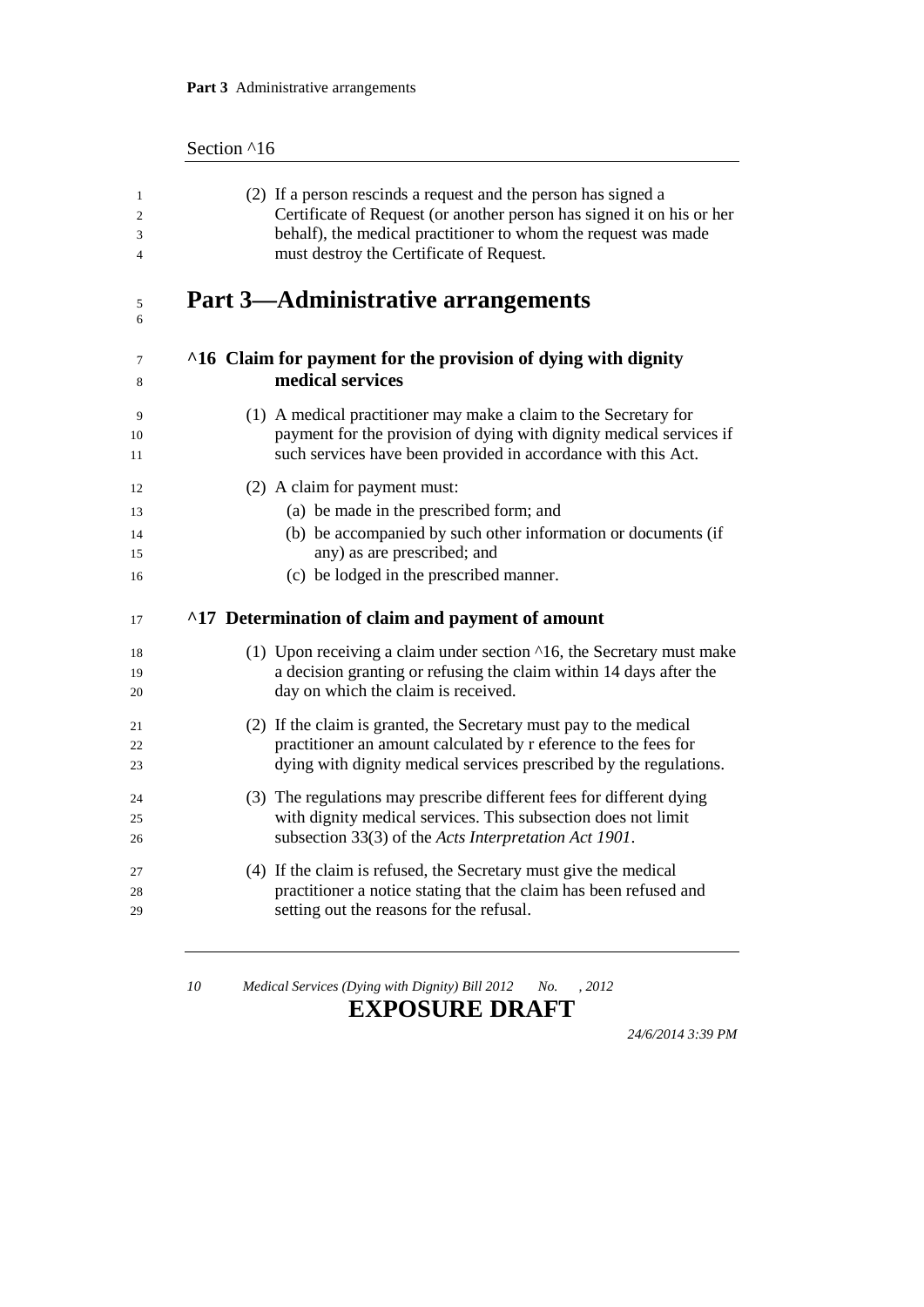(2) If a person rescinds a request and the person has signed a Certificate of Request (or another person has signed it on his or her behalf), the medical practitioner to whom the request was made must destroy the Certificate of Request.

# Part 3—Administrative arrangements

## ^16 Claim for payment for the provision of dying with dignity medical services

(1) A medical practitioner may make a claim to the Secretary for payment for the provision of dying with dignity medical services if such services have been provided in accordance with this Act.

(2) A claim for payment must:

(a) be made in the prescribed form; and

(b) be accompanied by such other information or documents (if any) as are prescribed; and

(c) be lodged in the prescribed manner.

## ^17 Determination of claim and payment of amount

(1) Upon receiving a claim under section ^16, the Secretary must make a decision granting or refusing the claim within 14 days after the day on which the claim is received.

(2) If the claim is granted, the Secretary must pay to the medical practitioner an amount calculated by r eference to the fees for dying with dignity medical services prescribed by the regulations.

(3) The regulations may prescribe different fees for different dying with dignity medical services. This subsection does not limit subsection 33(3) of the *Acts Interpretation Act 1901*.

(4) If the claim is refused, the Secretary must give the medical practitioner a notice stating that the claim has been refused and setting out the reasons for the refusal.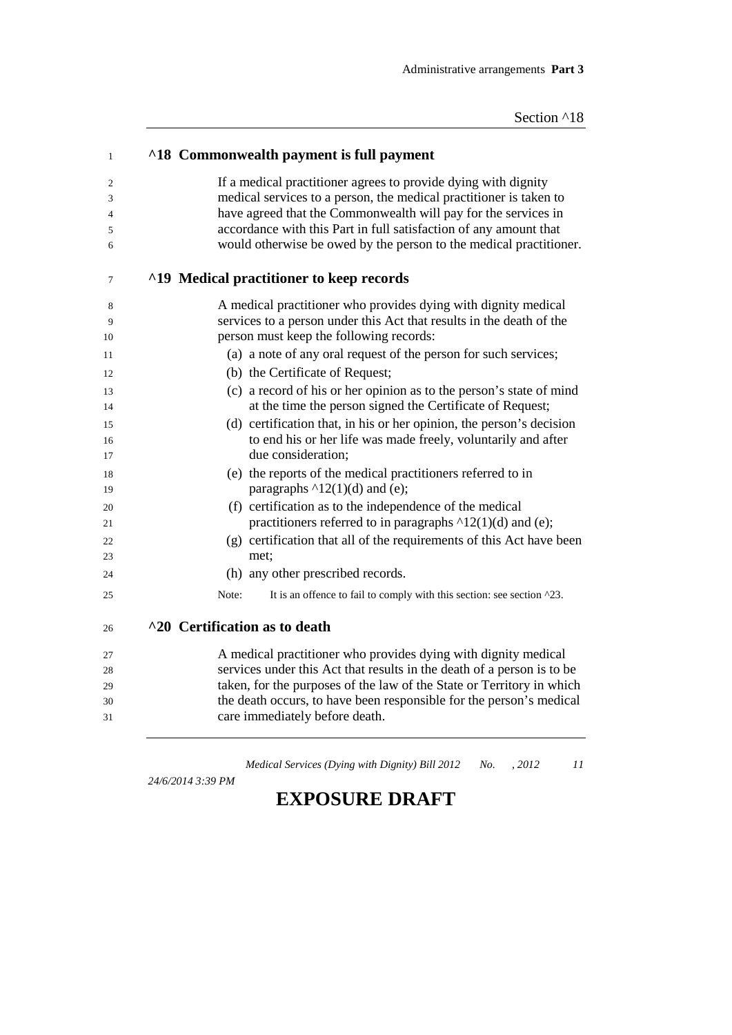## ^18 Commonwealth payment is full payment

If a medical practitioner agrees to provide dying with dignity medical services to a person, the medical practitioner is taken to have agreed that the Commonwealth will pay for the services in accordance with this Part in full satisfaction of any amount that would otherwise be owed by the person to the medical practitioner.

## ^19 Medical practitioner to keep records

A medical practitioner who provides dying with dignity medical services to a person under this Act that results in the death of the person must keep the following records:

(a) a note of any oral request of the person for such services;

(b) the Certificate of Request;

(c) a record of his or her opinion as to the person's state of mind at the time the person signed the Certificate of Request;

(d) certification that, in his or her opinion, the person's decision to end his or her life was made freely, voluntarily and after due consideration;

(e) the reports of the medical practitioners referred to in paragraphs ^12(1)(d) and (e);

(f) certification as to the independence of the medical practitioners referred to in paragraphs ^12(1)(d) and (e);

(g) certification that all of the requirements of this Act have been met;

(h) any other prescribed records.

Note: It is an offence to fail to comply with this section: see section ^23.

## ^20 Certification as to death

A medical practitioner who provides dying with dignity medical services under this Act that results in the death of a person is to be taken, for the purposes of the law of the State or Territory in which the death occurs, to have been responsible for the person's medical care immediately before death.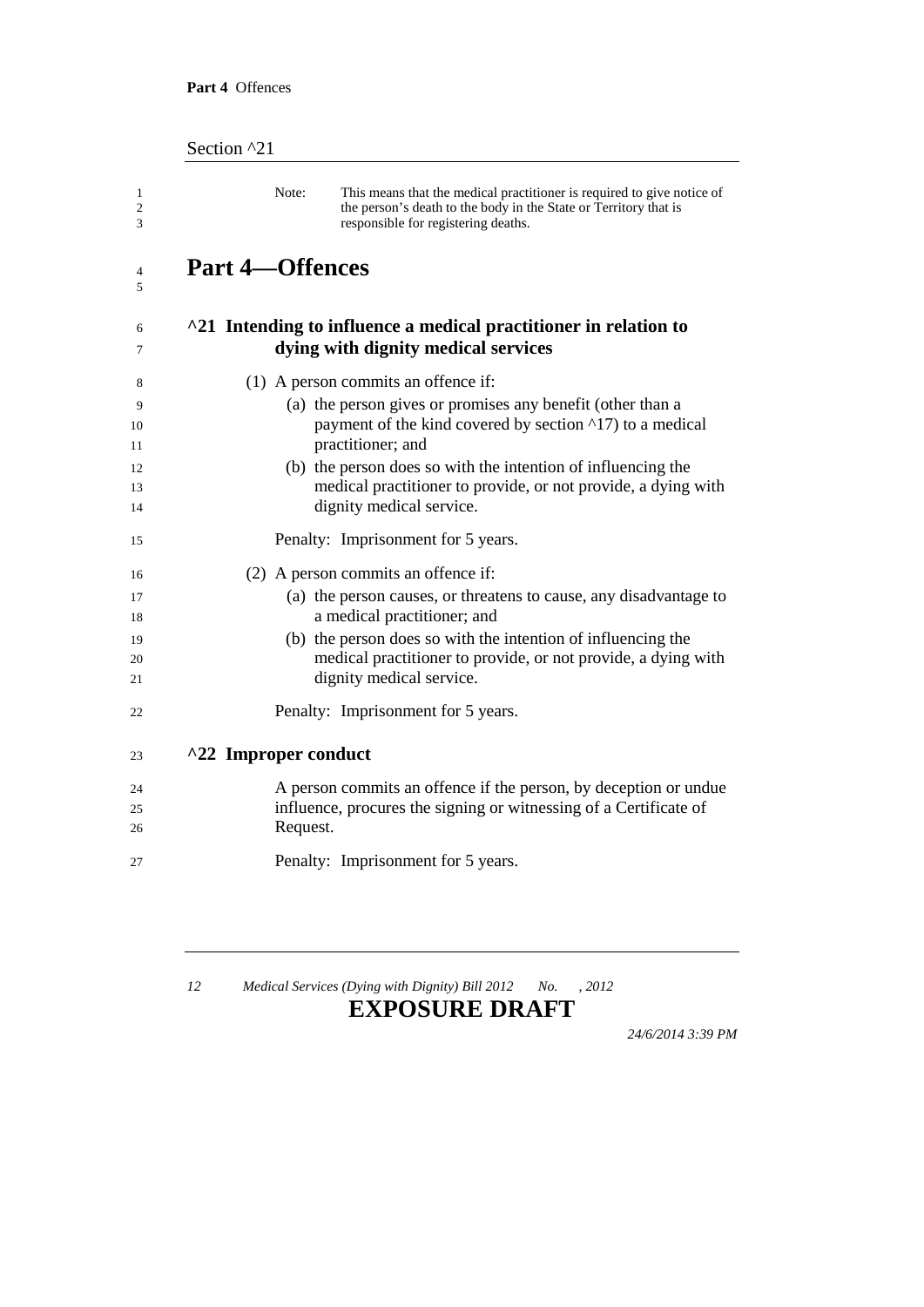Note: This means that the medical practitioner is required to give notice of the person's death to the body in the State or Territory that is responsible for registering deaths.

# Part 4—Offences

## ^21 Intending to influence a medical practitioner in relation to dying with dignity medical services

(1) A person commits an offence if:

(a) the person gives or promises any benefit (other than a payment of the kind covered by section ^17) to a medical practitioner; and

(b) the person does so with the intention of influencing the medical practitioner to provide, or not provide, a dying with dignity medical service.

Penalty: Imprisonment for 5 years.

(2) A person commits an offence if:

(a) the person causes, or threatens to cause, any disadvantage to a medical practitioner; and

(b) the person does so with the intention of influencing the medical practitioner to provide, or not provide, a dying with dignity medical service.

Penalty: Imprisonment for 5 years.

## ^22 Improper conduct

A person commits an offence if the person, by deception or undue influence, procures the signing or witnessing of a Certificate of Request.

Penalty: Imprisonment for 5 years.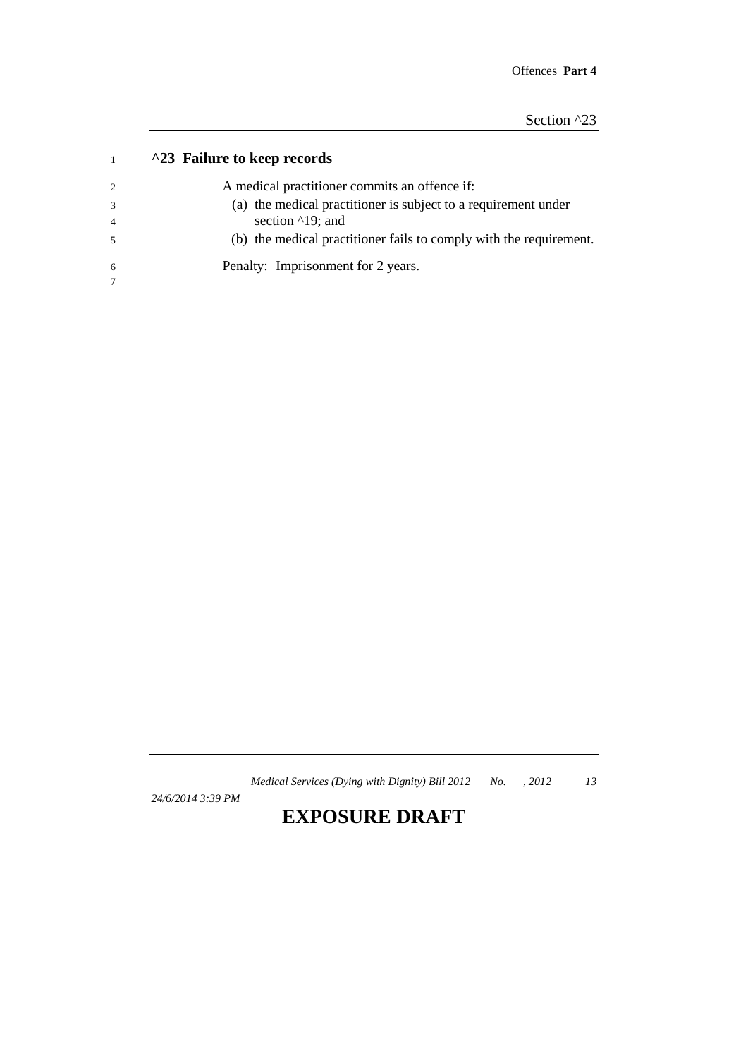### ^23 Failure to keep records

A medical practitioner commits an offence if:

(a) the medical practitioner is subject to a requirement under section ^19; and

(b) the medical practitioner fails to comply with the requirement.

Penalty: Imprisonment for 2 years.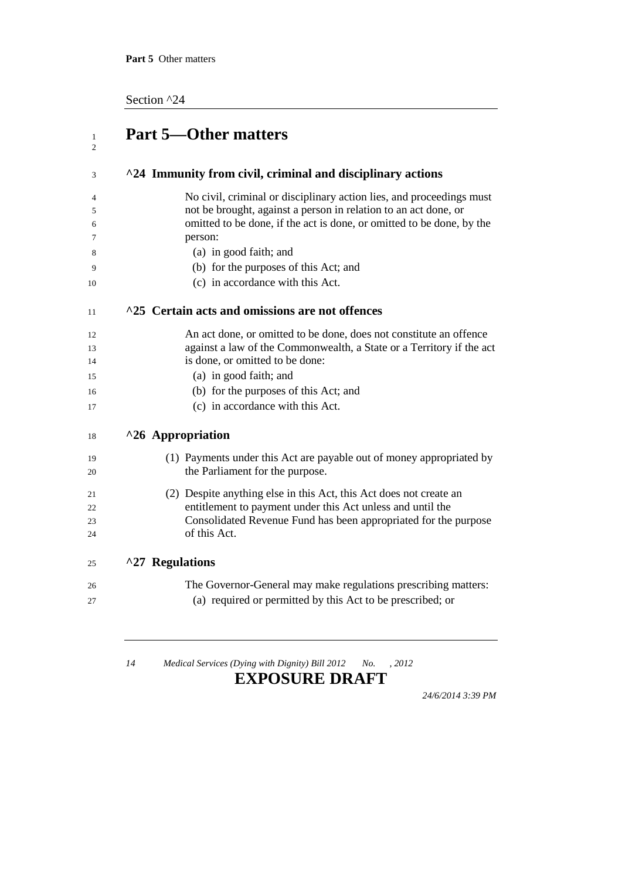# Part 5—Other matters

## ^24 Immunity from civil, criminal and disciplinary actions

No civil, criminal or disciplinary action lies, and proceedings must not be brought, against a person in relation to an act done, or omitted to be done, if the act is done, or omitted to be done, by the person:

- (a) in good faith; and
- (b) for the purposes of this Act; and
- (c) in accordance with this Act.

## ^25 Certain acts and omissions are not offences

An act done, or omitted to be done, does not constitute an offence against a law of the Commonwealth, a State or a Territory if the act is done, or omitted to be done:

- (a) in good faith; and
- (b) for the purposes of this Act; and
- (c) in accordance with this Act.

## ^26 Appropriation

(1) Payments under this Act are payable out of money appropriated by the Parliament for the purpose.

(2) Despite anything else in this Act, this Act does not create an entitlement to payment under this Act unless and until the Consolidated Revenue Fund has been appropriated for the purpose of this Act.

## ^27 Regulations

The Governor-General may make regulations prescribing matters:

- (a) required or permitted by this Act to be prescribed; or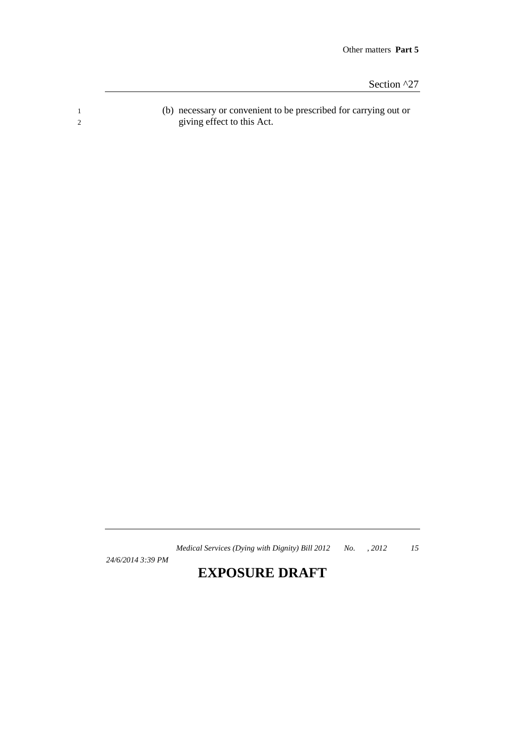(b) necessary or convenient to be prescribed for carrying out or giving effect to this Act.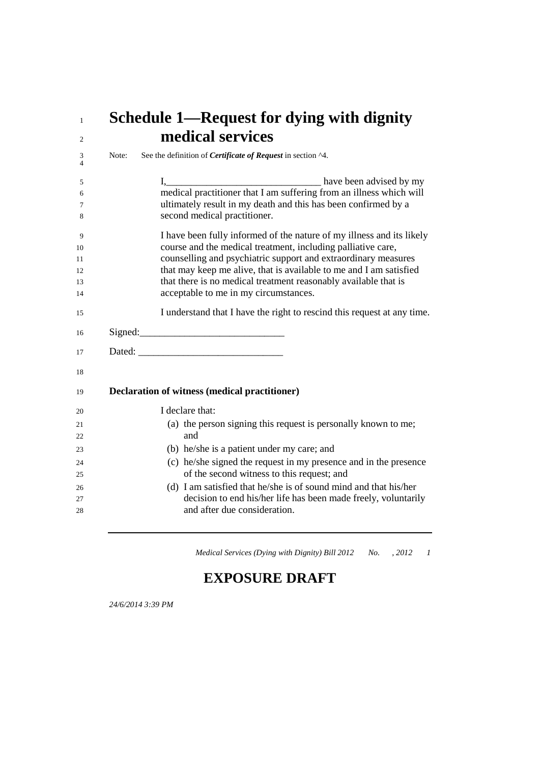# Schedule 1—Request for dying with dignity medical services

Note: See the definition of ***Certificate of Request*** in section ^4.

I,_______________________________ have been advised by my medical practitioner that I am suffering from an illness which will ultimately result in my death and this has been confirmed by a second medical practitioner.

I have been fully informed of the nature of my illness and its likely course and the medical treatment, including palliative care, counselling and psychiatric support and extraordinary measures that may keep me alive, that is available to me and I am satisfied that there is no medical treatment reasonably available that is acceptable to me in my circumstances.

I understand that I have the right to rescind this request at any time.

Signed:_____________________________

Dated: _____________________________

**Declaration of witness (medical practitioner)**

I declare that:

(a) the person signing this request is personally known to me; and

(b) he/she is a patient under my care; and

(c) he/she signed the request in my presence and in the presence of the second witness to this request; and

(d) I am satisfied that he/she is of sound mind and that his/her decision to end his/her life has been made freely, voluntarily and after due consideration.

*Medical Services (Dying with Dignity) Bill 2012 No. , 2012*

**EXPOSURE DRAFT**

*24/6/2014 3:39 PM*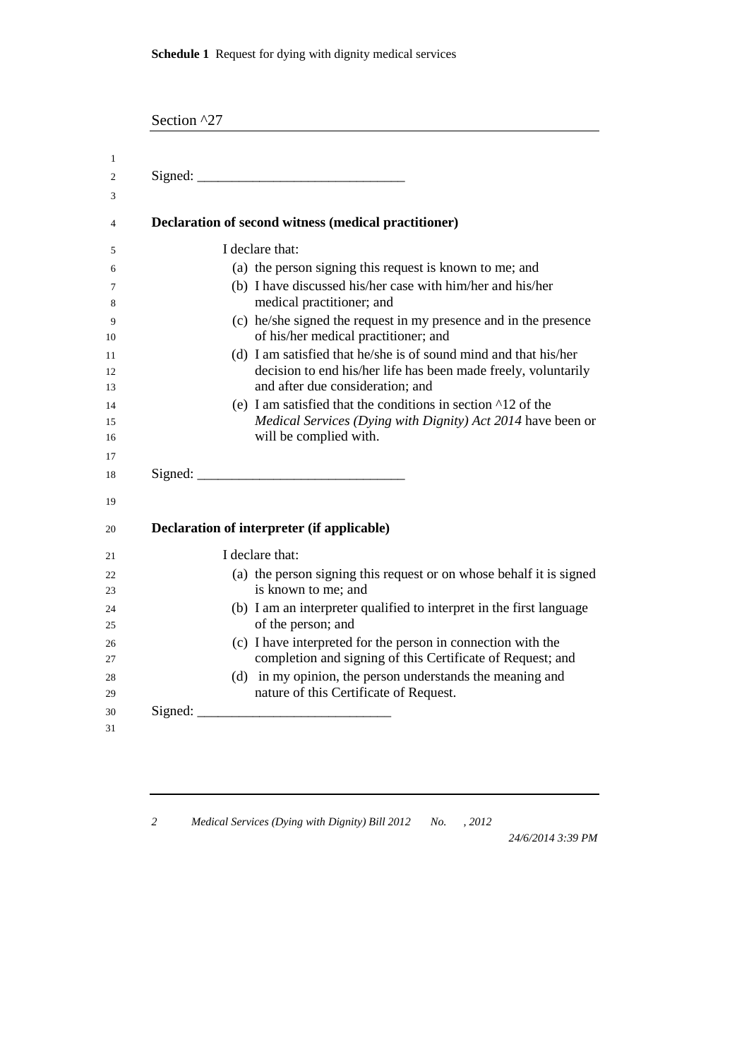Signed: _____________________________

**Declaration of second witness (medical practitioner)**

I declare that:

(a) the person signing this request is known to me; and

(b) I have discussed his/her case with him/her and his/her medical practitioner; and

(c) he/she signed the request in my presence and in the presence of his/her medical practitioner; and

(d) I am satisfied that he/she is of sound mind and that his/her decision to end his/her life has been made freely, voluntarily and after due consideration; and

(e) I am satisfied that the conditions in section ^12 of the *Medical Services (Dying with Dignity) Act 2014* have been or will be complied with.

Signed: _____________________________

**Declaration of interpreter (if applicable)**

I declare that:

(a) the person signing this request or on whose behalf it is signed is known to me; and

(b) I am an interpreter qualified to interpret in the first language of the person; and

(c) I have interpreted for the person in connection with the completion and signing of this Certificate of Request; and

(d) in my opinion, the person understands the meaning and nature of this Certificate of Request.

Signed: ___________________________